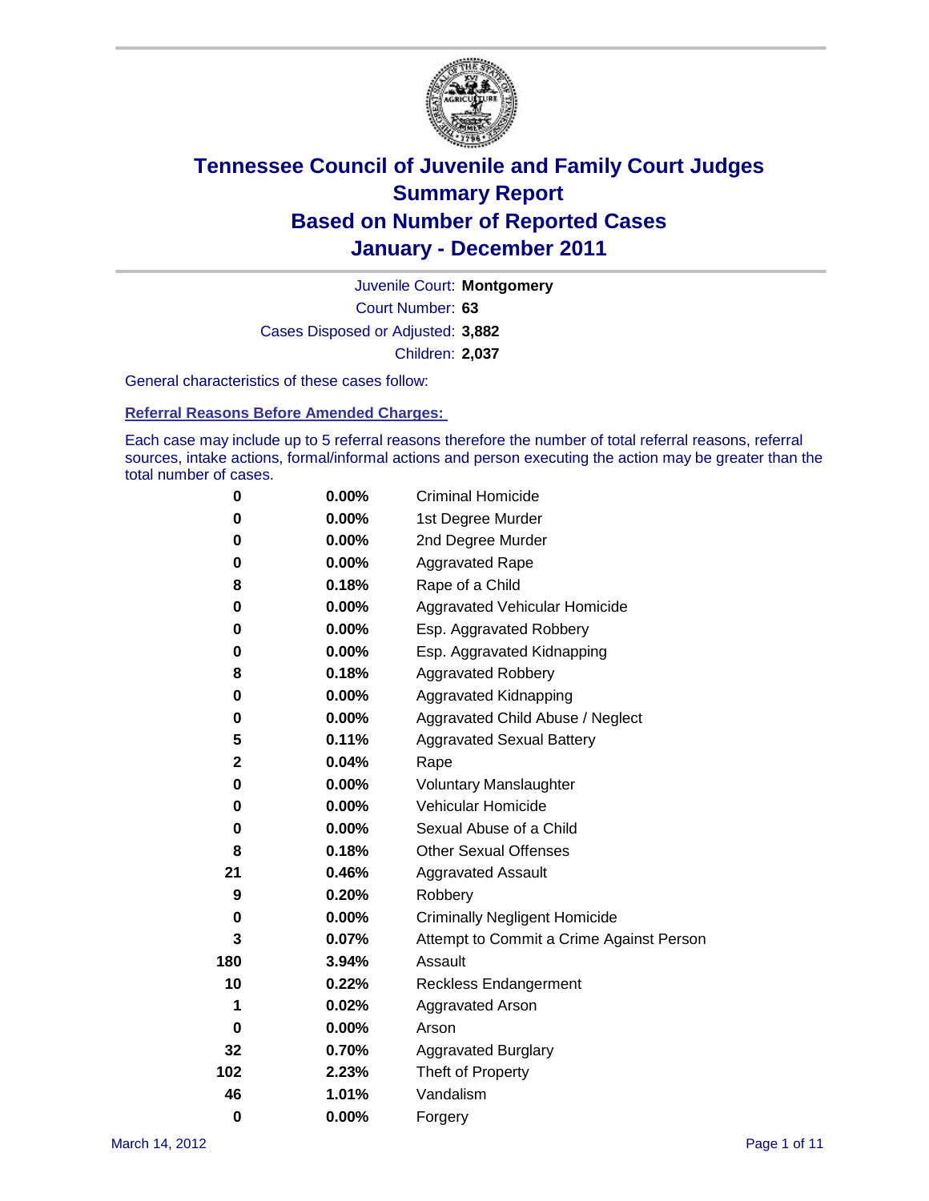# Tennessee Council of Juvenile and Family Court Judges
## Summary Report
## Based on Number of Reported Cases
## January - December 2011

Juvenile Court: **Montgomery**

Court Number: **63**

Cases Disposed or Adjusted: **3,882**

Children: **2,037**

General characteristics of these cases follow:

### Referral Reasons Before Amended Charges:

Each case may include up to 5 referral reasons therefore the number of total referral reasons, referral sources, intake actions, formal/informal actions and person executing the action may be greater than the total number of cases.

| Count | Percent | Referral Reason |
|---|---|---|
| 0 | 0.00% | Criminal Homicide |
| 0 | 0.00% | 1st Degree Murder |
| 0 | 0.00% | 2nd Degree Murder |
| 0 | 0.00% | Aggravated Rape |
| 8 | 0.18% | Rape of a Child |
| 0 | 0.00% | Aggravated Vehicular Homicide |
| 0 | 0.00% | Esp. Aggravated Robbery |
| 0 | 0.00% | Esp. Aggravated Kidnapping |
| 8 | 0.18% | Aggravated Robbery |
| 0 | 0.00% | Aggravated Kidnapping |
| 0 | 0.00% | Aggravated Child Abuse / Neglect |
| 5 | 0.11% | Aggravated Sexual Battery |
| 2 | 0.04% | Rape |
| 0 | 0.00% | Voluntary Manslaughter |
| 0 | 0.00% | Vehicular Homicide |
| 0 | 0.00% | Sexual Abuse of a Child |
| 8 | 0.18% | Other Sexual Offenses |
| 21 | 0.46% | Aggravated Assault |
| 9 | 0.20% | Robbery |
| 0 | 0.00% | Criminally Negligent Homicide |
| 3 | 0.07% | Attempt to Commit a Crime Against Person |
| 180 | 3.94% | Assault |
| 10 | 0.22% | Reckless Endangerment |
| 1 | 0.02% | Aggravated Arson |
| 0 | 0.00% | Arson |
| 32 | 0.70% | Aggravated Burglary |
| 102 | 2.23% | Theft of Property |
| 46 | 1.01% | Vandalism |
| 0 | 0.00% | Forgery |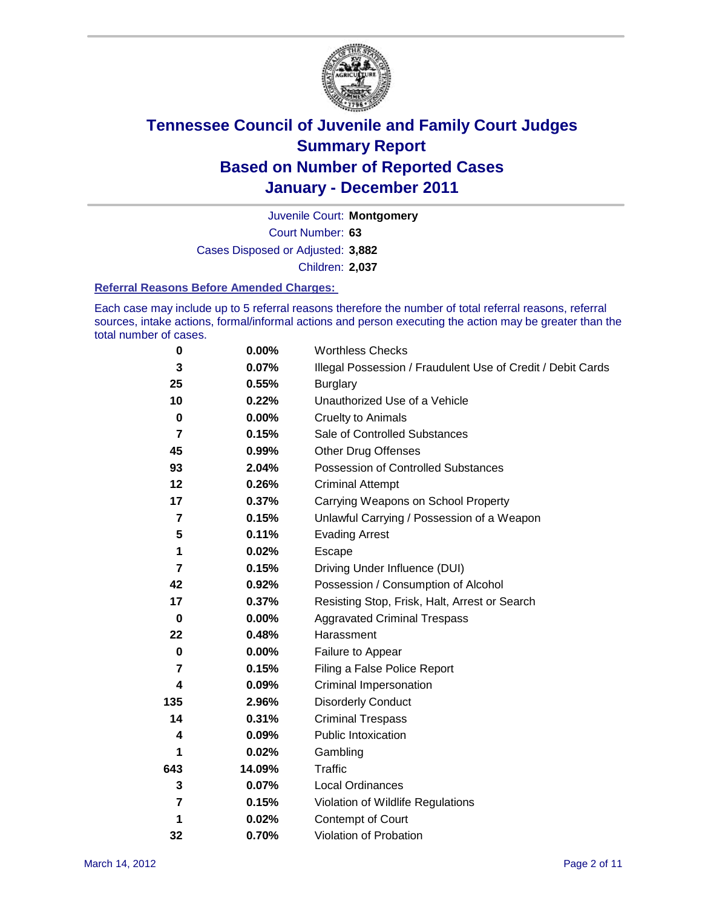# Tennessee Council of Juvenile and Family Court Judges
## Summary Report
## Based on Number of Reported Cases
## January - December 2011

Juvenile Court: **Montgomery**
Court Number: **63**
Cases Disposed or Adjusted: **3,882**
Children: **2,037**

### Referral Reasons Before Amended Charges:

Each case may include up to 5 referral reasons therefore the number of total referral reasons, referral sources, intake actions, formal/informal actions and person executing the action may be greater than the total number of cases.

| Count | Percent | Reason |
|---|---|---|
| 0 | 0.00% | Worthless Checks |
| 3 | 0.07% | Illegal Possession / Fraudulent Use of Credit / Debit Cards |
| 25 | 0.55% | Burglary |
| 10 | 0.22% | Unauthorized Use of a Vehicle |
| 0 | 0.00% | Cruelty to Animals |
| 7 | 0.15% | Sale of Controlled Substances |
| 45 | 0.99% | Other Drug Offenses |
| 93 | 2.04% | Possession of Controlled Substances |
| 12 | 0.26% | Criminal Attempt |
| 17 | 0.37% | Carrying Weapons on School Property |
| 7 | 0.15% | Unlawful Carrying / Possession of a Weapon |
| 5 | 0.11% | Evading Arrest |
| 1 | 0.02% | Escape |
| 7 | 0.15% | Driving Under Influence (DUI) |
| 42 | 0.92% | Possession / Consumption of Alcohol |
| 17 | 0.37% | Resisting Stop, Frisk, Halt, Arrest or Search |
| 0 | 0.00% | Aggravated Criminal Trespass |
| 22 | 0.48% | Harassment |
| 0 | 0.00% | Failure to Appear |
| 7 | 0.15% | Filing a False Police Report |
| 4 | 0.09% | Criminal Impersonation |
| 135 | 2.96% | Disorderly Conduct |
| 14 | 0.31% | Criminal Trespass |
| 4 | 0.09% | Public Intoxication |
| 1 | 0.02% | Gambling |
| 643 | 14.09% | Traffic |
| 3 | 0.07% | Local Ordinances |
| 7 | 0.15% | Violation of Wildlife Regulations |
| 1 | 0.02% | Contempt of Court |
| 32 | 0.70% | Violation of Probation |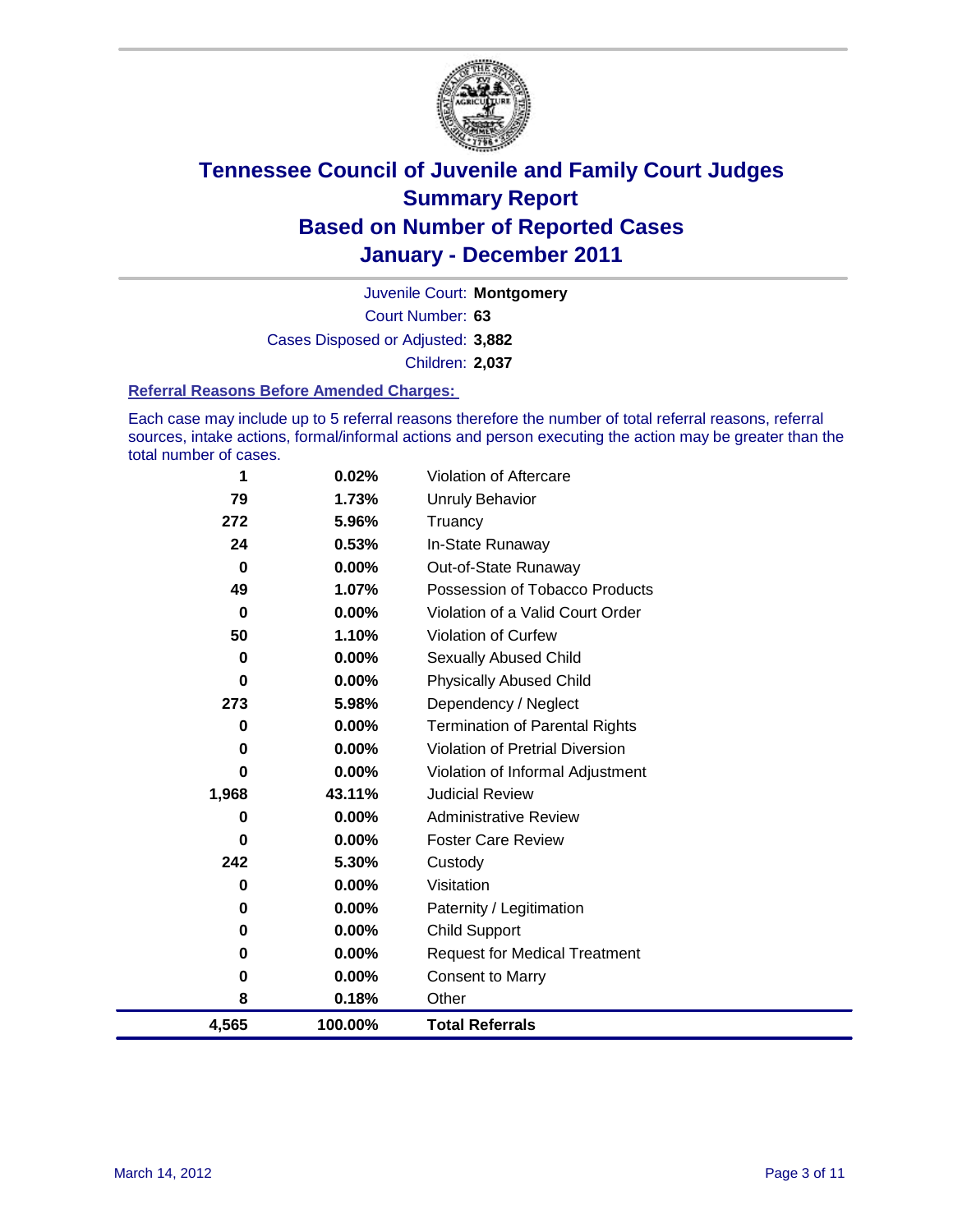# Tennessee Council of Juvenile and Family Court Judges Summary Report Based on Number of Reported Cases January - December 2011

Juvenile Court: **Montgomery**

Court Number: **63**

Cases Disposed or Adjusted: **3,882**

Children: **2,037**

### Referral Reasons Before Amended Charges:

Each case may include up to 5 referral reasons therefore the number of total referral reasons, referral sources, intake actions, formal/informal actions and person executing the action may be greater than the total number of cases.

| | | |
|---|---|---|
| 1 | 0.02% | Violation of Aftercare |
| 79 | 1.73% | Unruly Behavior |
| 272 | 5.96% | Truancy |
| 24 | 0.53% | In-State Runaway |
| 0 | 0.00% | Out-of-State Runaway |
| 49 | 1.07% | Possession of Tobacco Products |
| 0 | 0.00% | Violation of a Valid Court Order |
| 50 | 1.10% | Violation of Curfew |
| 0 | 0.00% | Sexually Abused Child |
| 0 | 0.00% | Physically Abused Child |
| 273 | 5.98% | Dependency / Neglect |
| 0 | 0.00% | Termination of Parental Rights |
| 0 | 0.00% | Violation of Pretrial Diversion |
| 0 | 0.00% | Violation of Informal Adjustment |
| 1,968 | 43.11% | Judicial Review |
| 0 | 0.00% | Administrative Review |
| 0 | 0.00% | Foster Care Review |
| 242 | 5.30% | Custody |
| 0 | 0.00% | Visitation |
| 0 | 0.00% | Paternity / Legitimation |
| 0 | 0.00% | Child Support |
| 0 | 0.00% | Request for Medical Treatment |
| 0 | 0.00% | Consent to Marry |
| 8 | 0.18% | Other |
| **4,565** | **100.00%** | **Total Referrals** |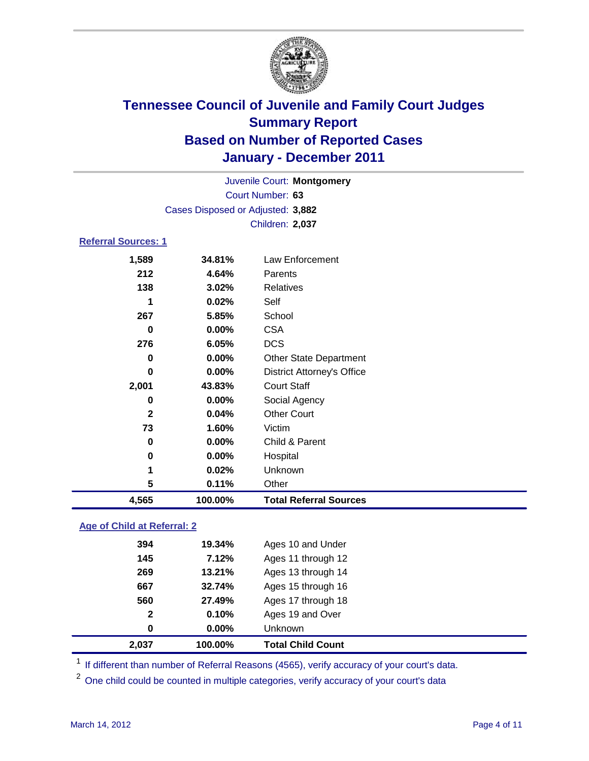# Tennessee Council of Juvenile and Family Court Judges
## Summary Report
## Based on Number of Reported Cases
## January - December 2011

Juvenile Court: **Montgomery**
Court Number: **63**
Cases Disposed or Adjusted: **3,882**
Children: **2,037**

### Referral Sources: 1

| Count | Percent | Source |
|---|---|---|
| 1,589 | 34.81% | Law Enforcement |
| 212 | 4.64% | Parents |
| 138 | 3.02% | Relatives |
| 1 | 0.02% | Self |
| 267 | 5.85% | School |
| 0 | 0.00% | CSA |
| 276 | 6.05% | DCS |
| 0 | 0.00% | Other State Department |
| 0 | 0.00% | District Attorney's Office |
| 2,001 | 43.83% | Court Staff |
| 0 | 0.00% | Social Agency |
| 2 | 0.04% | Other Court |
| 73 | 1.60% | Victim |
| 0 | 0.00% | Child & Parent |
| 0 | 0.00% | Hospital |
| 1 | 0.02% | Unknown |
| 5 | 0.11% | Other |
| **4,565** | **100.00%** | **Total Referral Sources** |

### Age of Child at Referral: 2

| Count | Percent | Age |
|---|---|---|
| 394 | 19.34% | Ages 10 and Under |
| 145 | 7.12% | Ages 11 through 12 |
| 269 | 13.21% | Ages 13 through 14 |
| 667 | 32.74% | Ages 15 through 16 |
| 560 | 27.49% | Ages 17 through 18 |
| 2 | 0.10% | Ages 19 and Over |
| 0 | 0.00% | Unknown |
| **2,037** | **100.00%** | **Total Child Count** |

[1] If different than number of Referral Reasons (4565), verify accuracy of your court's data.

[2] One child could be counted in multiple categories, verify accuracy of your court's data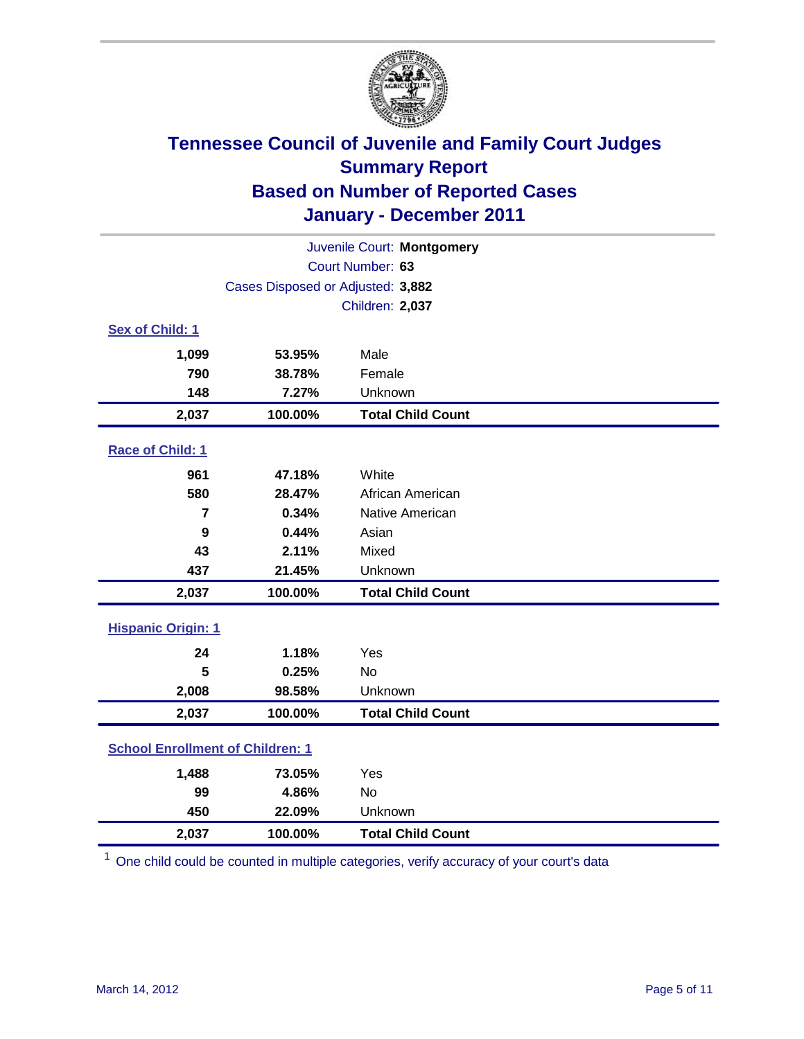# Tennessee Council of Juvenile and Family Court Judges
## Summary Report
## Based on Number of Reported Cases
## January - December 2011

Juvenile Court: **Montgomery**
Court Number: **63**
Cases Disposed or Adjusted: **3,882**
Children: **2,037**

### Sex of Child: 1

| Count | Percent | Category |
|---|---|---|
| 1,099 | 53.95% | Male |
| 790 | 38.78% | Female |
| 148 | 7.27% | Unknown |
| **2,037** | **100.00%** | **Total Child Count** |

### Race of Child: 1

| Count | Percent | Category |
|---|---|---|
| 961 | 47.18% | White |
| 580 | 28.47% | African American |
| 7 | 0.34% | Native American |
| 9 | 0.44% | Asian |
| 43 | 2.11% | Mixed |
| 437 | 21.45% | Unknown |
| **2,037** | **100.00%** | **Total Child Count** |

### Hispanic Origin: 1

| Count | Percent | Category |
|---|---|---|
| 24 | 1.18% | Yes |
| 5 | 0.25% | No |
| 2,008 | 98.58% | Unknown |
| **2,037** | **100.00%** | **Total Child Count** |

### School Enrollment of Children: 1

| Count | Percent | Category |
|---|---|---|
| 1,488 | 73.05% | Yes |
| 99 | 4.86% | No |
| 450 | 22.09% | Unknown |
| **2,037** | **100.00%** | **Total Child Count** |

[1] One child could be counted in multiple categories, verify accuracy of your court's data

March 14, 2012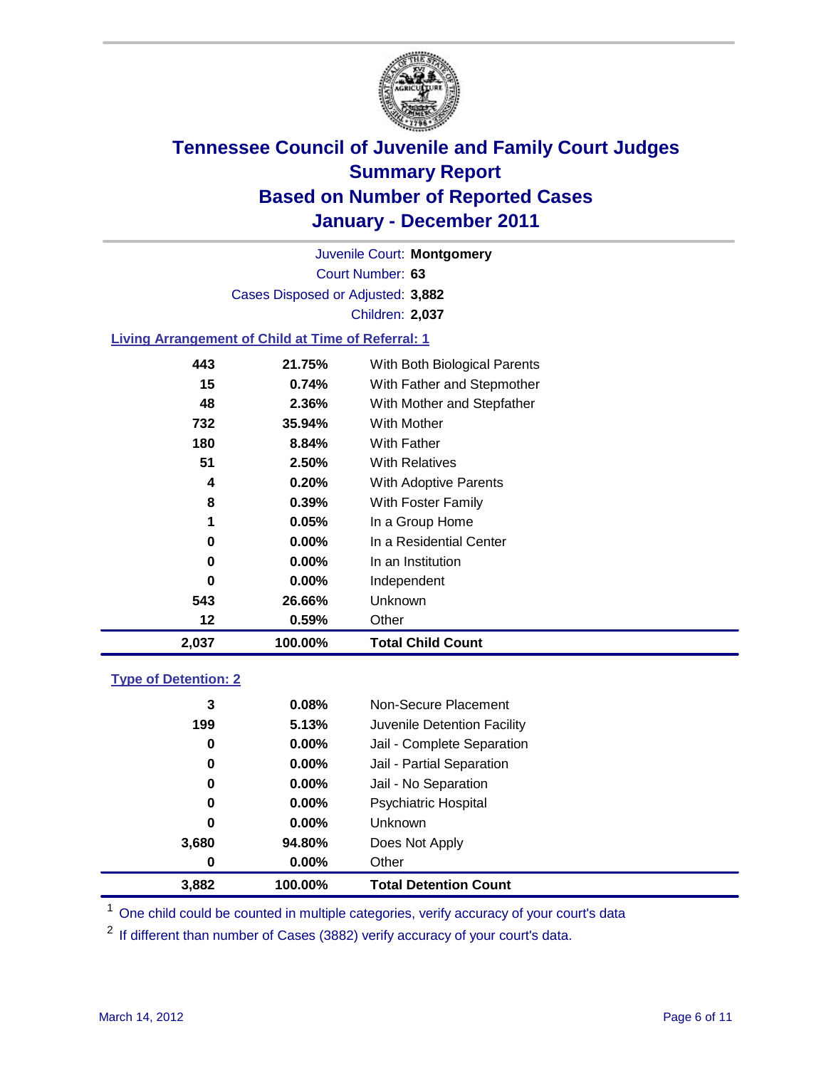# Tennessee Council of Juvenile and Family Court Judges
## Summary Report
## Based on Number of Reported Cases
## January - December 2011

Juvenile Court: **Montgomery**
Court Number: **63**
Cases Disposed or Adjusted: **3,882**
Children: **2,037**

### Living Arrangement of Child at Time of Referral: 1

| Count | Percent | Category |
|---|---|---|
| 443 | 21.75% | With Both Biological Parents |
| 15 | 0.74% | With Father and Stepmother |
| 48 | 2.36% | With Mother and Stepfather |
| 732 | 35.94% | With Mother |
| 180 | 8.84% | With Father |
| 51 | 2.50% | With Relatives |
| 4 | 0.20% | With Adoptive Parents |
| 8 | 0.39% | With Foster Family |
| 1 | 0.05% | In a Group Home |
| 0 | 0.00% | In a Residential Center |
| 0 | 0.00% | In an Institution |
| 0 | 0.00% | Independent |
| 543 | 26.66% | Unknown |
| 12 | 0.59% | Other |
| **2,037** | **100.00%** | **Total Child Count** |

### Type of Detention: 2

| Count | Percent | Category |
|---|---|---|
| 3 | 0.08% | Non-Secure Placement |
| 199 | 5.13% | Juvenile Detention Facility |
| 0 | 0.00% | Jail - Complete Separation |
| 0 | 0.00% | Jail - Partial Separation |
| 0 | 0.00% | Jail - No Separation |
| 0 | 0.00% | Psychiatric Hospital |
| 0 | 0.00% | Unknown |
| 3,680 | 94.80% | Does Not Apply |
| 0 | 0.00% | Other |
| **3,882** | **100.00%** | **Total Detention Count** |

[1] One child could be counted in multiple categories, verify accuracy of your court's data

[2] If different than number of Cases (3882) verify accuracy of your court's data.

March 14, 2012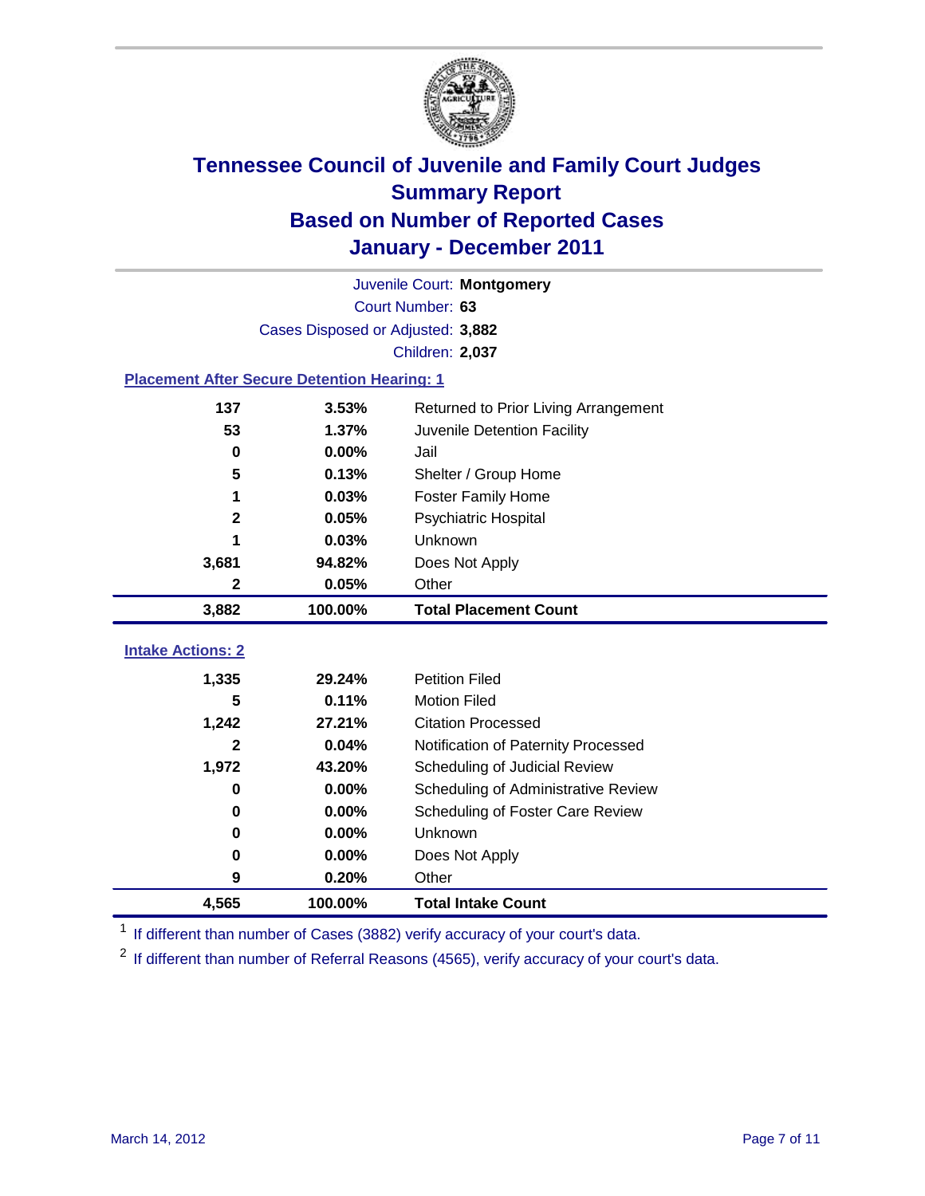# Tennessee Council of Juvenile and Family Court Judges
## Summary Report
## Based on Number of Reported Cases
## January - December 2011

Juvenile Court: **Montgomery**
Court Number: **63**
Cases Disposed or Adjusted: **3,882**
Children: **2,037**

### Placement After Secure Detention Hearing: 1

| Count | Percent | Placement |
|---|---|---|
| 137 | 3.53% | Returned to Prior Living Arrangement |
| 53 | 1.37% | Juvenile Detention Facility |
| 0 | 0.00% | Jail |
| 5 | 0.13% | Shelter / Group Home |
| 1 | 0.03% | Foster Family Home |
| 2 | 0.05% | Psychiatric Hospital |
| 1 | 0.03% | Unknown |
| 3,681 | 94.82% | Does Not Apply |
| 2 | 0.05% | Other |
| **3,882** | **100.00%** | **Total Placement Count** |

### Intake Actions: 2

| Count | Percent | Intake Action |
|---|---|---|
| 1,335 | 29.24% | Petition Filed |
| 5 | 0.11% | Motion Filed |
| 1,242 | 27.21% | Citation Processed |
| 2 | 0.04% | Notification of Paternity Processed |
| 1,972 | 43.20% | Scheduling of Judicial Review |
| 0 | 0.00% | Scheduling of Administrative Review |
| 0 | 0.00% | Scheduling of Foster Care Review |
| 0 | 0.00% | Unknown |
| 0 | 0.00% | Does Not Apply |
| 9 | 0.20% | Other |
| **4,565** | **100.00%** | **Total Intake Count** |

[1] If different than number of Cases (3882) verify accuracy of your court's data.

[2] If different than number of Referral Reasons (4565), verify accuracy of your court's data.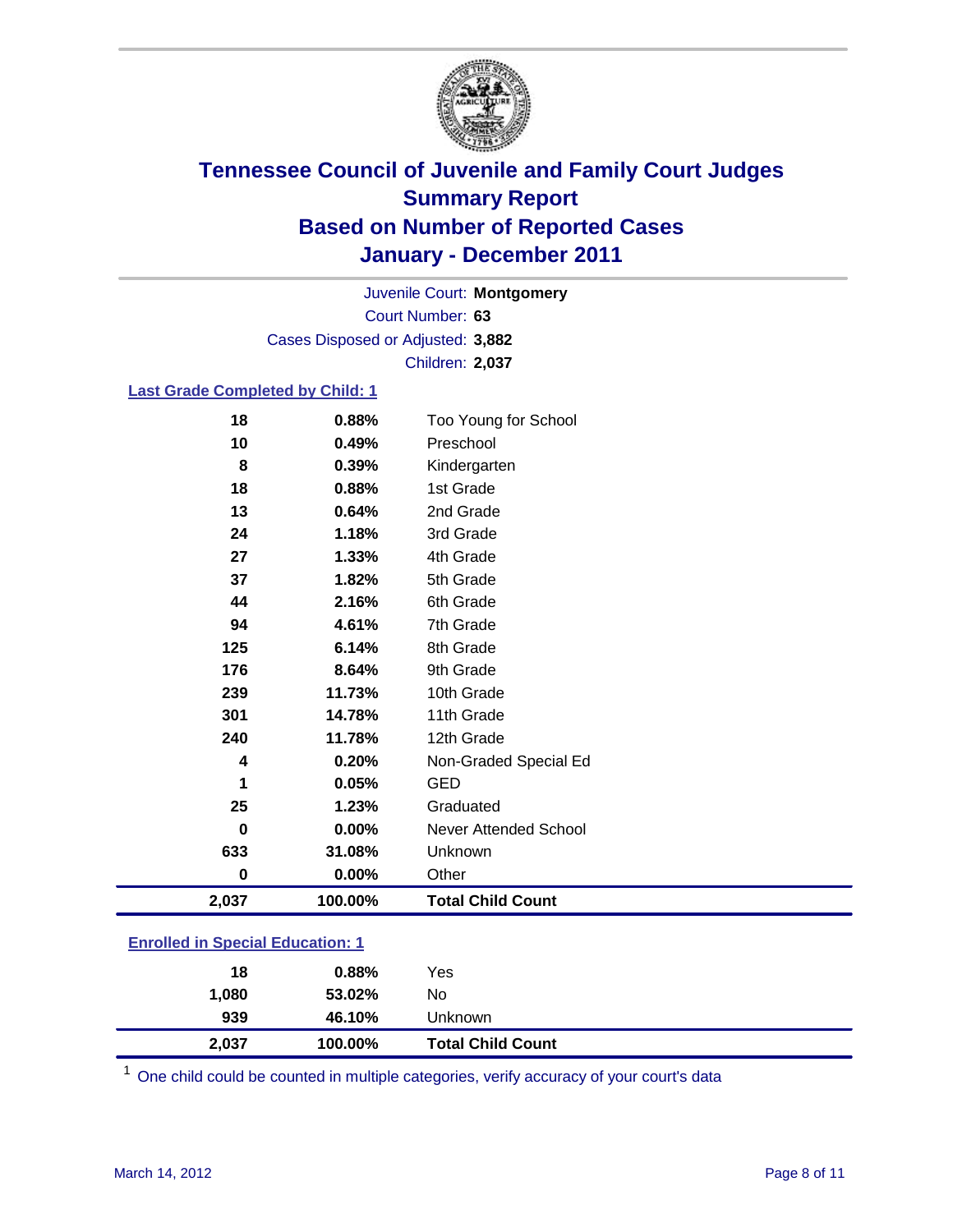# Tennessee Council of Juvenile and Family Court Judges
## Summary Report
## Based on Number of Reported Cases
## January - December 2011

Juvenile Court: **Montgomery**
Court Number: **63**
Cases Disposed or Adjusted: **3,882**
Children: **2,037**

### Last Grade Completed by Child: 1

| Count | Percent | Category |
|---|---|---|
| 18 | 0.88% | Too Young for School |
| 10 | 0.49% | Preschool |
| 8 | 0.39% | Kindergarten |
| 18 | 0.88% | 1st Grade |
| 13 | 0.64% | 2nd Grade |
| 24 | 1.18% | 3rd Grade |
| 27 | 1.33% | 4th Grade |
| 37 | 1.82% | 5th Grade |
| 44 | 2.16% | 6th Grade |
| 94 | 4.61% | 7th Grade |
| 125 | 6.14% | 8th Grade |
| 176 | 8.64% | 9th Grade |
| 239 | 11.73% | 10th Grade |
| 301 | 14.78% | 11th Grade |
| 240 | 11.78% | 12th Grade |
| 4 | 0.20% | Non-Graded Special Ed |
| 1 | 0.05% | GED |
| 25 | 1.23% | Graduated |
| 0 | 0.00% | Never Attended School |
| 633 | 31.08% | Unknown |
| 0 | 0.00% | Other |
| **2,037** | **100.00%** | **Total Child Count** |

### Enrolled in Special Education: 1

| Count | Percent | Category |
|---|---|---|
| 18 | 0.88% | Yes |
| 1,080 | 53.02% | No |
| 939 | 46.10% | Unknown |
| **2,037** | **100.00%** | **Total Child Count** |

[1] One child could be counted in multiple categories, verify accuracy of your court's data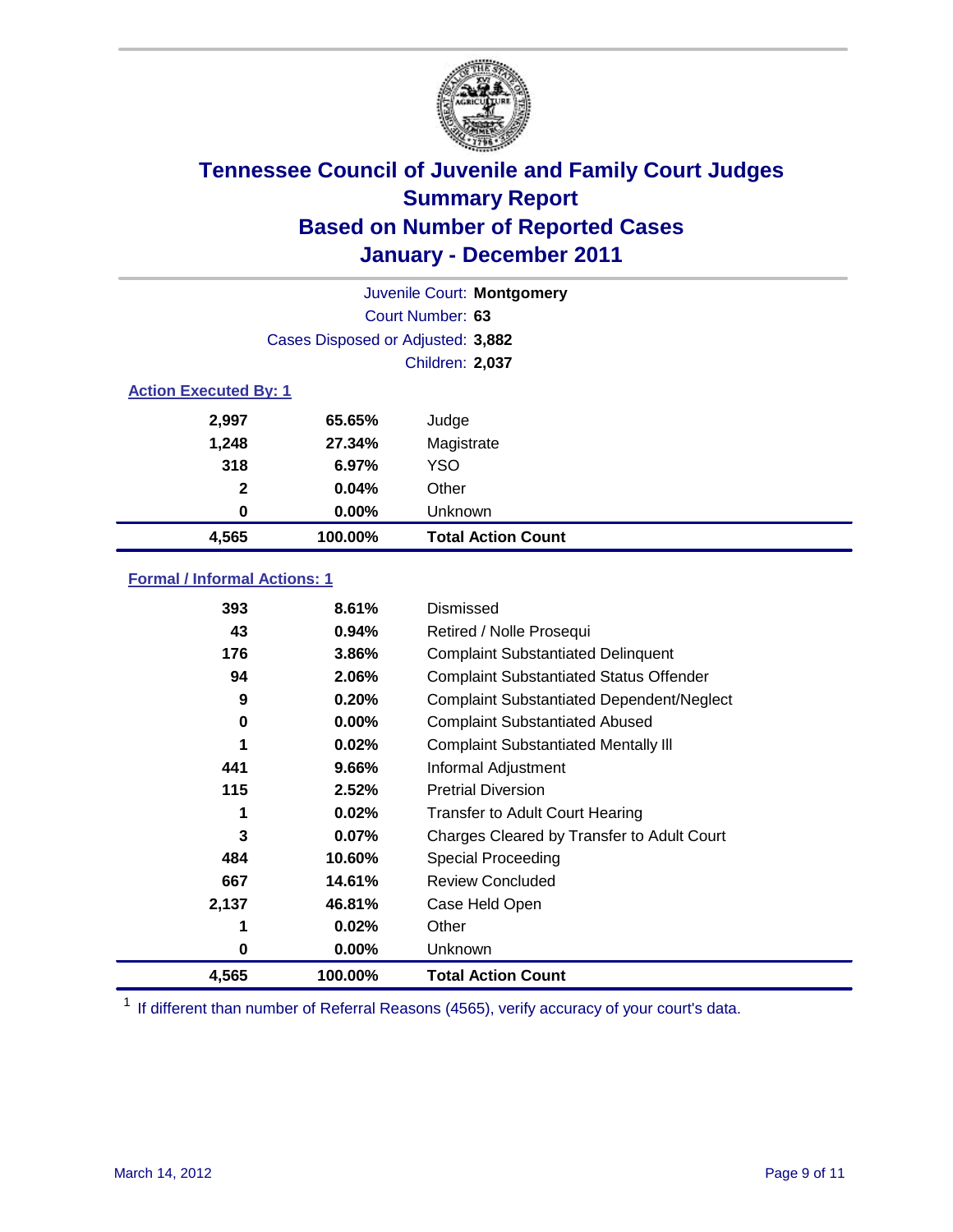# Tennessee Council of Juvenile and Family Court Judges
## Summary Report
## Based on Number of Reported Cases
## January - December 2011

Juvenile Court: **Montgomery**
Court Number: **63**
Cases Disposed or Adjusted: **3,882**
Children: **2,037**

### Action Executed By: 1

| | | |
|---|---|---|
| 2,997 | 65.65% | Judge |
| 1,248 | 27.34% | Magistrate |
| 318 | 6.97% | YSO |
| 2 | 0.04% | Other |
| 0 | 0.00% | Unknown |
| **4,565** | **100.00%** | **Total Action Count** |

### Formal / Informal Actions: 1

| | | |
|---|---|---|
| 393 | 8.61% | Dismissed |
| 43 | 0.94% | Retired / Nolle Prosequi |
| 176 | 3.86% | Complaint Substantiated Delinquent |
| 94 | 2.06% | Complaint Substantiated Status Offender |
| 9 | 0.20% | Complaint Substantiated Dependent/Neglect |
| 0 | 0.00% | Complaint Substantiated Abused |
| 1 | 0.02% | Complaint Substantiated Mentally Ill |
| 441 | 9.66% | Informal Adjustment |
| 115 | 2.52% | Pretrial Diversion |
| 1 | 0.02% | Transfer to Adult Court Hearing |
| 3 | 0.07% | Charges Cleared by Transfer to Adult Court |
| 484 | 10.60% | Special Proceeding |
| 667 | 14.61% | Review Concluded |
| 2,137 | 46.81% | Case Held Open |
| 1 | 0.02% | Other |
| 0 | 0.00% | Unknown |
| **4,565** | **100.00%** | **Total Action Count** |

[1] If different than number of Referral Reasons (4565), verify accuracy of your court's data.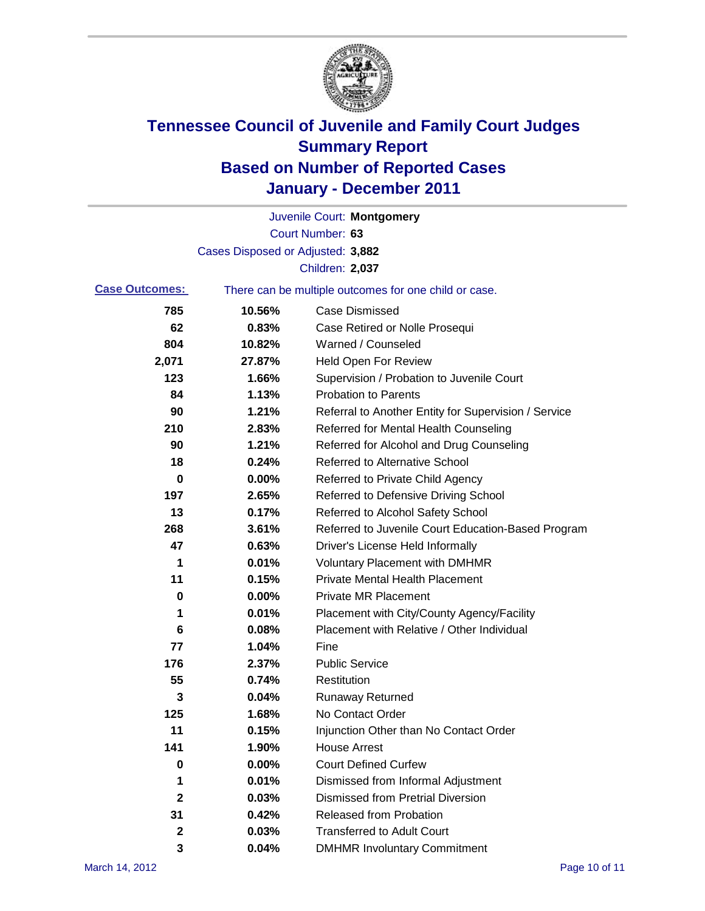# Tennessee Council of Juvenile and Family Court Judges
# Summary Report
# Based on Number of Reported Cases
# January - December 2011

Juvenile Court: **Montgomery**

Court Number: **63**

Cases Disposed or Adjusted: **3,882**

Children: **2,037**

**Case Outcomes:** There can be multiple outcomes for one child or case.

| | | |
|---|---|---|
| 785 | 10.56% | Case Dismissed |
| 62 | 0.83% | Case Retired or Nolle Prosequi |
| 804 | 10.82% | Warned / Counseled |
| 2,071 | 27.87% | Held Open For Review |
| 123 | 1.66% | Supervision / Probation to Juvenile Court |
| 84 | 1.13% | Probation to Parents |
| 90 | 1.21% | Referral to Another Entity for Supervision / Service |
| 210 | 2.83% | Referred for Mental Health Counseling |
| 90 | 1.21% | Referred for Alcohol and Drug Counseling |
| 18 | 0.24% | Referred to Alternative School |
| 0 | 0.00% | Referred to Private Child Agency |
| 197 | 2.65% | Referred to Defensive Driving School |
| 13 | 0.17% | Referred to Alcohol Safety School |
| 268 | 3.61% | Referred to Juvenile Court Education-Based Program |
| 47 | 0.63% | Driver's License Held Informally |
| 1 | 0.01% | Voluntary Placement with DMHMR |
| 11 | 0.15% | Private Mental Health Placement |
| 0 | 0.00% | Private MR Placement |
| 1 | 0.01% | Placement with City/County Agency/Facility |
| 6 | 0.08% | Placement with Relative / Other Individual |
| 77 | 1.04% | Fine |
| 176 | 2.37% | Public Service |
| 55 | 0.74% | Restitution |
| 3 | 0.04% | Runaway Returned |
| 125 | 1.68% | No Contact Order |
| 11 | 0.15% | Injunction Other than No Contact Order |
| 141 | 1.90% | House Arrest |
| 0 | 0.00% | Court Defined Curfew |
| 1 | 0.01% | Dismissed from Informal Adjustment |
| 2 | 0.03% | Dismissed from Pretrial Diversion |
| 31 | 0.42% | Released from Probation |
| 2 | 0.03% | Transferred to Adult Court |
| 3 | 0.04% | DMHMR Involuntary Commitment |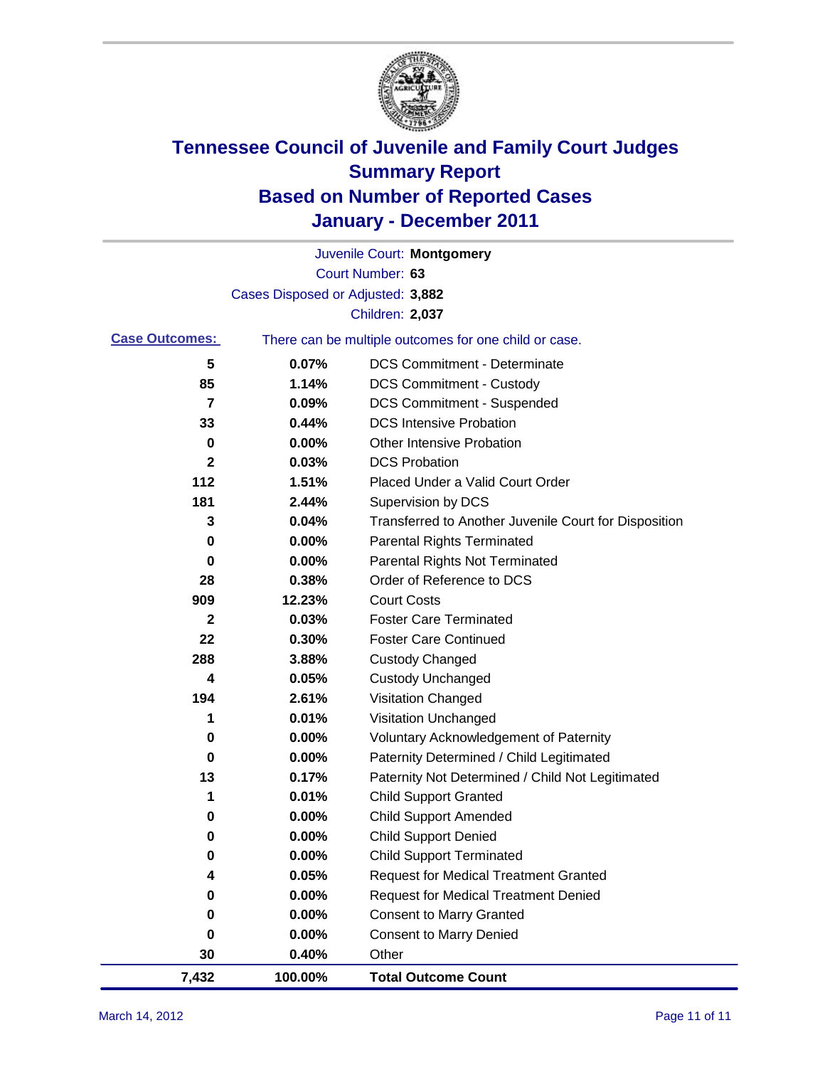# Tennessee Council of Juvenile and Family Court Judges
## Summary Report
## Based on Number of Reported Cases
## January - December 2011

Juvenile Court: **Montgomery**
Court Number: **63**
Cases Disposed or Adjusted: **3,882**
Children: **2,037**

**Case Outcomes:** There can be multiple outcomes for one child or case.

| | | |
|---|---|---|
| 5 | 0.07% | DCS Commitment - Determinate |
| 85 | 1.14% | DCS Commitment - Custody |
| 7 | 0.09% | DCS Commitment - Suspended |
| 33 | 0.44% | DCS Intensive Probation |
| 0 | 0.00% | Other Intensive Probation |
| 2 | 0.03% | DCS Probation |
| 112 | 1.51% | Placed Under a Valid Court Order |
| 181 | 2.44% | Supervision by DCS |
| 3 | 0.04% | Transferred to Another Juvenile Court for Disposition |
| 0 | 0.00% | Parental Rights Terminated |
| 0 | 0.00% | Parental Rights Not Terminated |
| 28 | 0.38% | Order of Reference to DCS |
| 909 | 12.23% | Court Costs |
| 2 | 0.03% | Foster Care Terminated |
| 22 | 0.30% | Foster Care Continued |
| 288 | 3.88% | Custody Changed |
| 4 | 0.05% | Custody Unchanged |
| 194 | 2.61% | Visitation Changed |
| 1 | 0.01% | Visitation Unchanged |
| 0 | 0.00% | Voluntary Acknowledgement of Paternity |
| 0 | 0.00% | Paternity Determined / Child Legitimated |
| 13 | 0.17% | Paternity Not Determined / Child Not Legitimated |
| 1 | 0.01% | Child Support Granted |
| 0 | 0.00% | Child Support Amended |
| 0 | 0.00% | Child Support Denied |
| 0 | 0.00% | Child Support Terminated |
| 4 | 0.05% | Request for Medical Treatment Granted |
| 0 | 0.00% | Request for Medical Treatment Denied |
| 0 | 0.00% | Consent to Marry Granted |
| 0 | 0.00% | Consent to Marry Denied |
| 30 | 0.40% | Other |
| **7,432** | **100.00%** | **Total Outcome Count** |